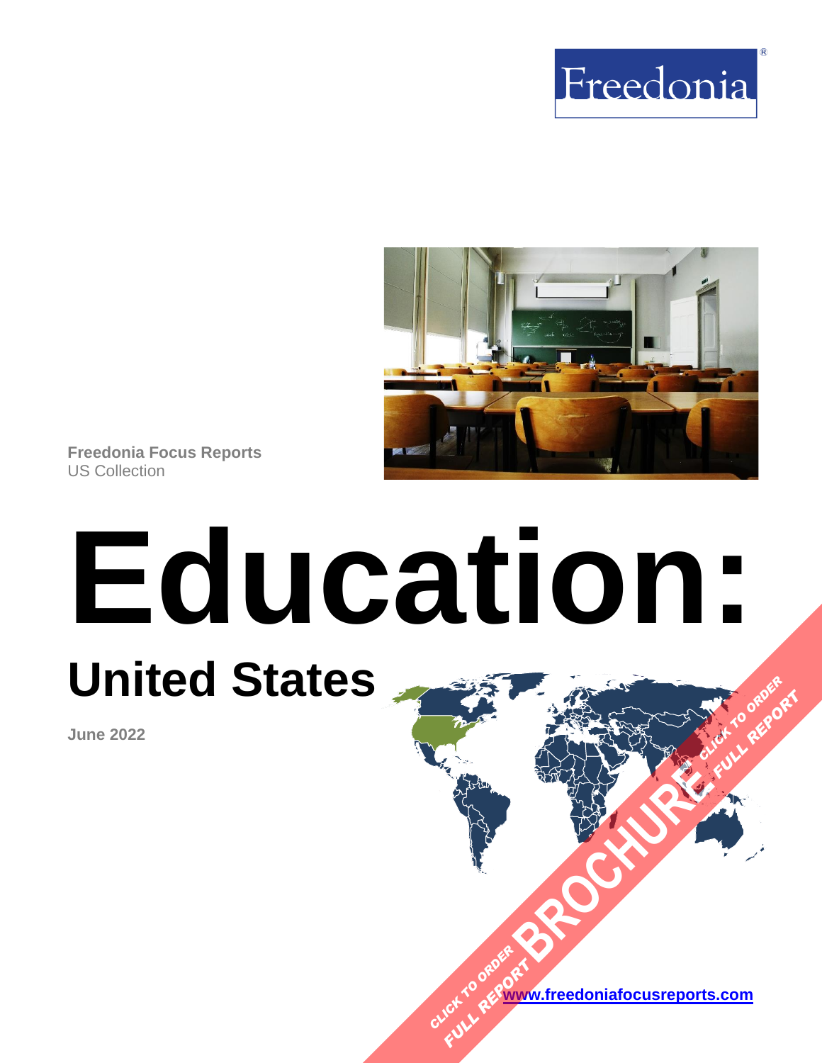Freedonia

Freedonia Focus Reports
US Collection

# Education:

## United States

June 2022

CLICK TO ORDER FULL REPORT BROCHURE

www.freedoniafocusreports.com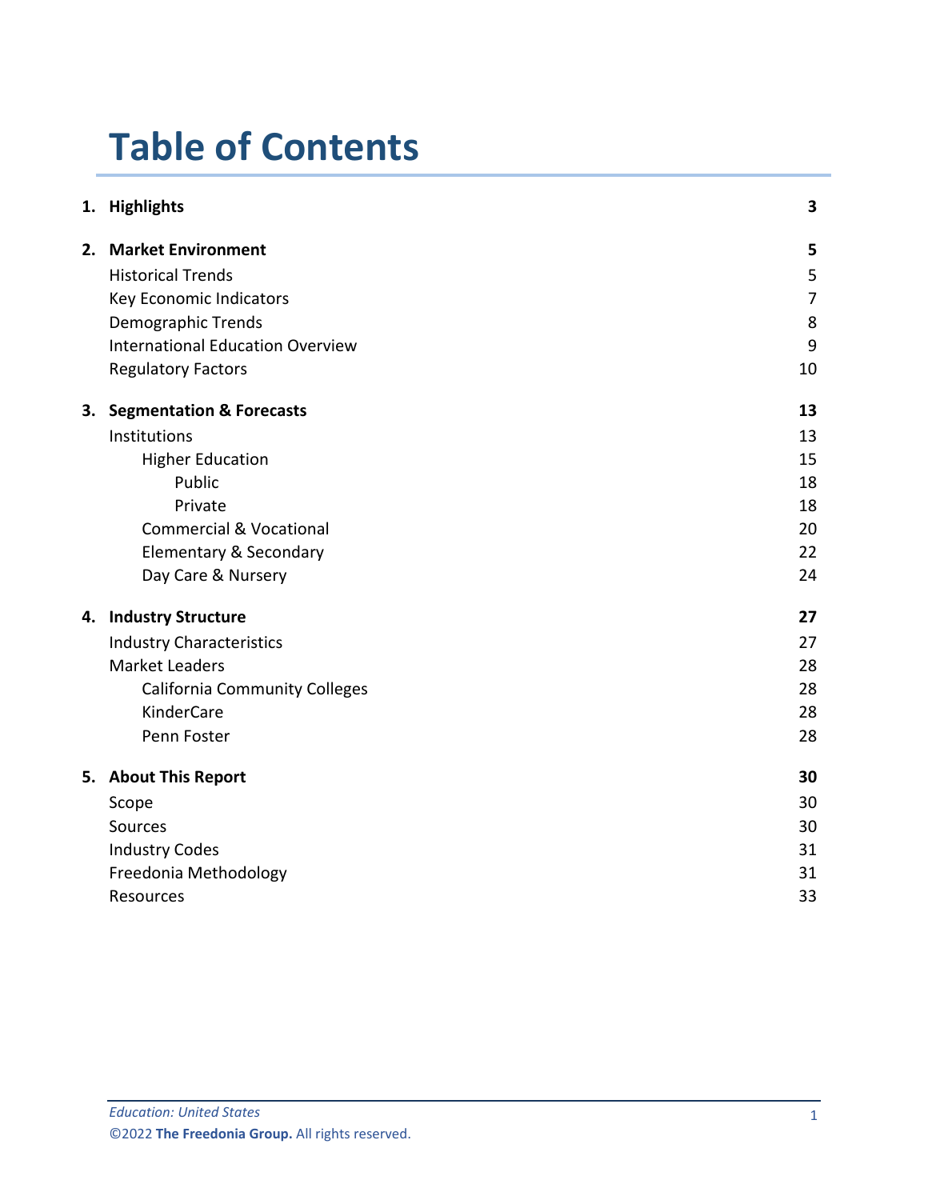# Table of Contents

| | | |
|---|---|---|
| **1.** | **Highlights** | **3** |
| **2.** | **Market Environment** | **5** |
| | Historical Trends | 5 |
| | Key Economic Indicators | 7 |
| | Demographic Trends | 8 |
| | International Education Overview | 9 |
| | Regulatory Factors | 10 |
| **3.** | **Segmentation & Forecasts** | **13** |
| | Institutions | 13 |
| | Higher Education | 15 |
| | Public | 18 |
| | Private | 18 |
| | Commercial & Vocational | 20 |
| | Elementary & Secondary | 22 |
| | Day Care & Nursery | 24 |
| **4.** | **Industry Structure** | **27** |
| | Industry Characteristics | 27 |
| | Market Leaders | 28 |
| | California Community Colleges | 28 |
| | KinderCare | 28 |
| | Penn Foster | 28 |
| **5.** | **About This Report** | **30** |
| | Scope | 30 |
| | Sources | 30 |
| | Industry Codes | 31 |
| | Freedonia Methodology | 31 |
| | Resources | 33 |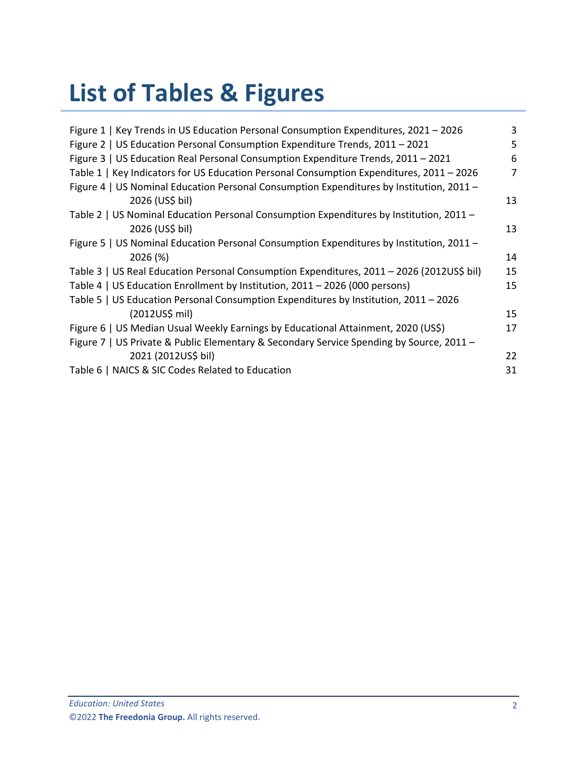# List of Tables & Figures

Figure 1 | Key Trends in US Education Personal Consumption Expenditures, 2021 – 2026 3
Figure 2 | US Education Personal Consumption Expenditure Trends, 2011 – 2021 5
Figure 3 | US Education Real Personal Consumption Expenditure Trends, 2011 – 2021 6
Table 1 | Key Indicators for US Education Personal Consumption Expenditures, 2011 – 2026 7
Figure 4 | US Nominal Education Personal Consumption Expenditures by Institution, 2011 – 2026 (US$ bil) 13
Table 2 | US Nominal Education Personal Consumption Expenditures by Institution, 2011 – 2026 (US$ bil) 13
Figure 5 | US Nominal Education Personal Consumption Expenditures by Institution, 2011 – 2026 (%) 14
Table 3 | US Real Education Personal Consumption Expenditures, 2011 – 2026 (2012US$ bil) 15
Table 4 | US Education Enrollment by Institution, 2011 – 2026 (000 persons) 15
Table 5 | US Education Personal Consumption Expenditures by Institution, 2011 – 2026 (2012US$ mil) 15
Figure 6 | US Median Usual Weekly Earnings by Educational Attainment, 2020 (US$) 17
Figure 7 | US Private & Public Elementary & Secondary Service Spending by Source, 2011 – 2021 (2012US$ bil) 22
Table 6 | NAICS & SIC Codes Related to Education 31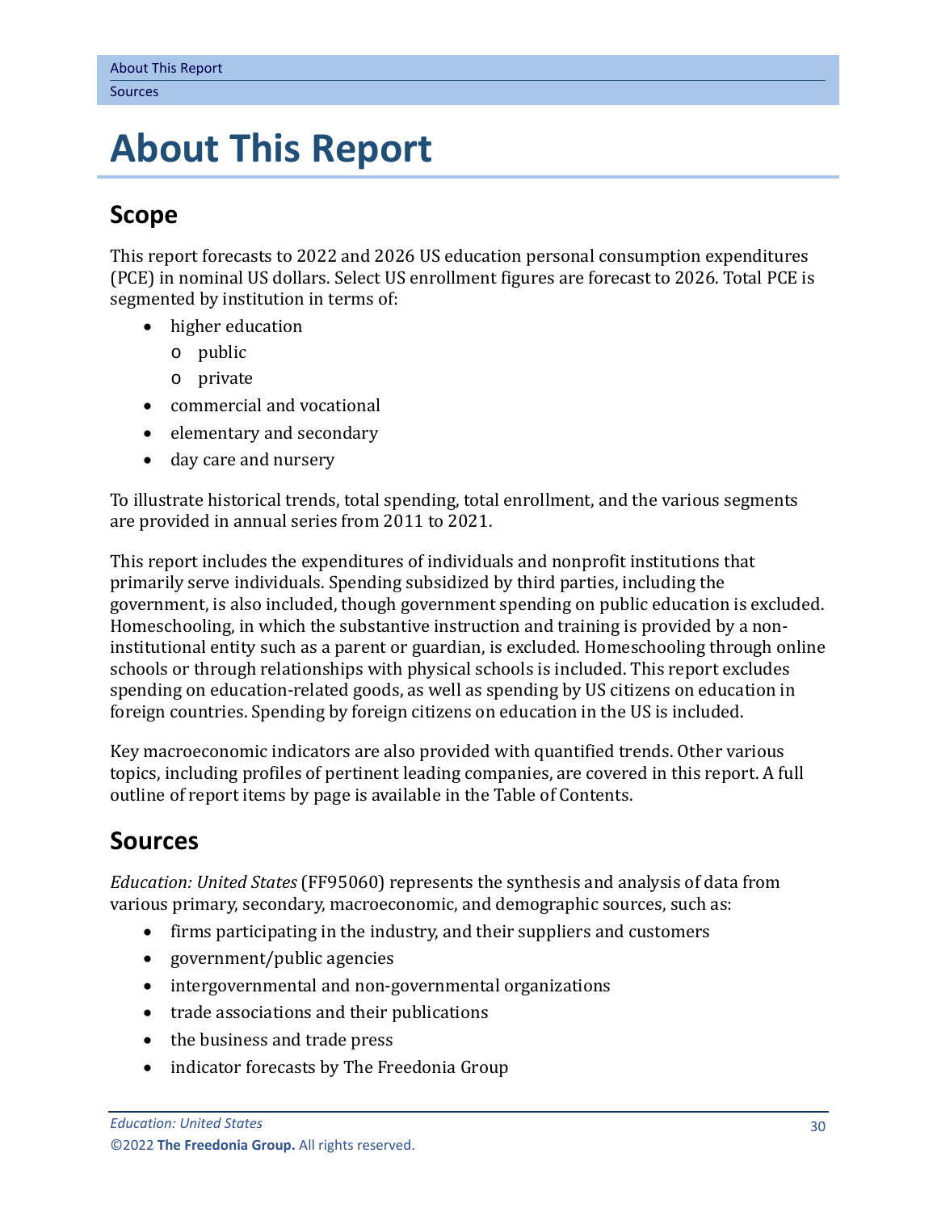# About This Report

## Scope

This report forecasts to 2022 and 2026 US education personal consumption expenditures (PCE) in nominal US dollars. Select US enrollment figures are forecast to 2026. Total PCE is segmented by institution in terms of:

- higher education
  - public
  - private
- commercial and vocational
- elementary and secondary
- day care and nursery

To illustrate historical trends, total spending, total enrollment, and the various segments are provided in annual series from 2011 to 2021.

This report includes the expenditures of individuals and nonprofit institutions that primarily serve individuals. Spending subsidized by third parties, including the government, is also included, though government spending on public education is excluded. Homeschooling, in which the substantive instruction and training is provided by a non-institutional entity such as a parent or guardian, is excluded. Homeschooling through online schools or through relationships with physical schools is included. This report excludes spending on education-related goods, as well as spending by US citizens on education in foreign countries. Spending by foreign citizens on education in the US is included.

Key macroeconomic indicators are also provided with quantified trends. Other various topics, including profiles of pertinent leading companies, are covered in this report. A full outline of report items by page is available in the Table of Contents.

## Sources

*Education: United States* (FF95060) represents the synthesis and analysis of data from various primary, secondary, macroeconomic, and demographic sources, such as:

- firms participating in the industry, and their suppliers and customers
- government/public agencies
- intergovernmental and non-governmental organizations
- trade associations and their publications
- the business and trade press
- indicator forecasts by The Freedonia Group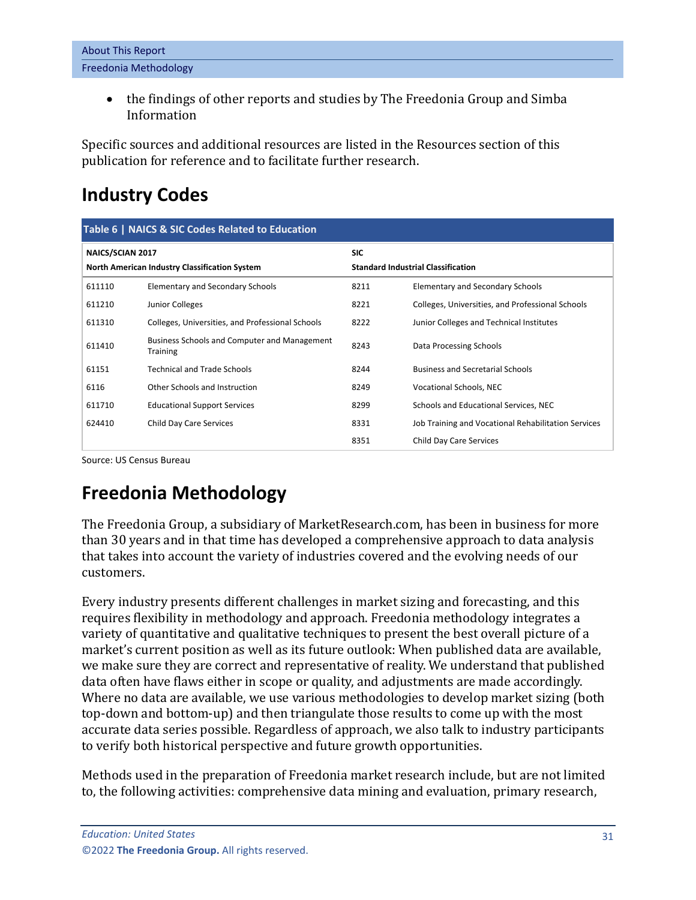- the findings of other reports and studies by The Freedonia Group and Simba Information

Specific sources and additional resources are listed in the Resources section of this publication for reference and to facilitate further research.

## Industry Codes

**Table 6 | NAICS & SIC Codes Related to Education**

| NAICS/SCIAN 2017 North American Industry Classification System | | SIC Standard Industrial Classification | |
|---|---|---|---|
| 611110 | Elementary and Secondary Schools | 8211 | Elementary and Secondary Schools |
| 611210 | Junior Colleges | 8221 | Colleges, Universities, and Professional Schools |
| 611310 | Colleges, Universities, and Professional Schools | 8222 | Junior Colleges and Technical Institutes |
| 611410 | Business Schools and Computer and Management Training | 8243 | Data Processing Schools |
| 61151 | Technical and Trade Schools | 8244 | Business and Secretarial Schools |
| 6116 | Other Schools and Instruction | 8249 | Vocational Schools, NEC |
| 611710 | Educational Support Services | 8299 | Schools and Educational Services, NEC |
| 624410 | Child Day Care Services | 8331 | Job Training and Vocational Rehabilitation Services |
| | | 8351 | Child Day Care Services |

Source: US Census Bureau

## Freedonia Methodology

The Freedonia Group, a subsidiary of MarketResearch.com, has been in business for more than 30 years and in that time has developed a comprehensive approach to data analysis that takes into account the variety of industries covered and the evolving needs of our customers.

Every industry presents different challenges in market sizing and forecasting, and this requires flexibility in methodology and approach. Freedonia methodology integrates a variety of quantitative and qualitative techniques to present the best overall picture of a market's current position as well as its future outlook: When published data are available, we make sure they are correct and representative of reality. We understand that published data often have flaws either in scope or quality, and adjustments are made accordingly. Where no data are available, we use various methodologies to develop market sizing (both top-down and bottom-up) and then triangulate those results to come up with the most accurate data series possible. Regardless of approach, we also talk to industry participants to verify both historical perspective and future growth opportunities.

Methods used in the preparation of Freedonia market research include, but are not limited to, the following activities: comprehensive data mining and evaluation, primary research,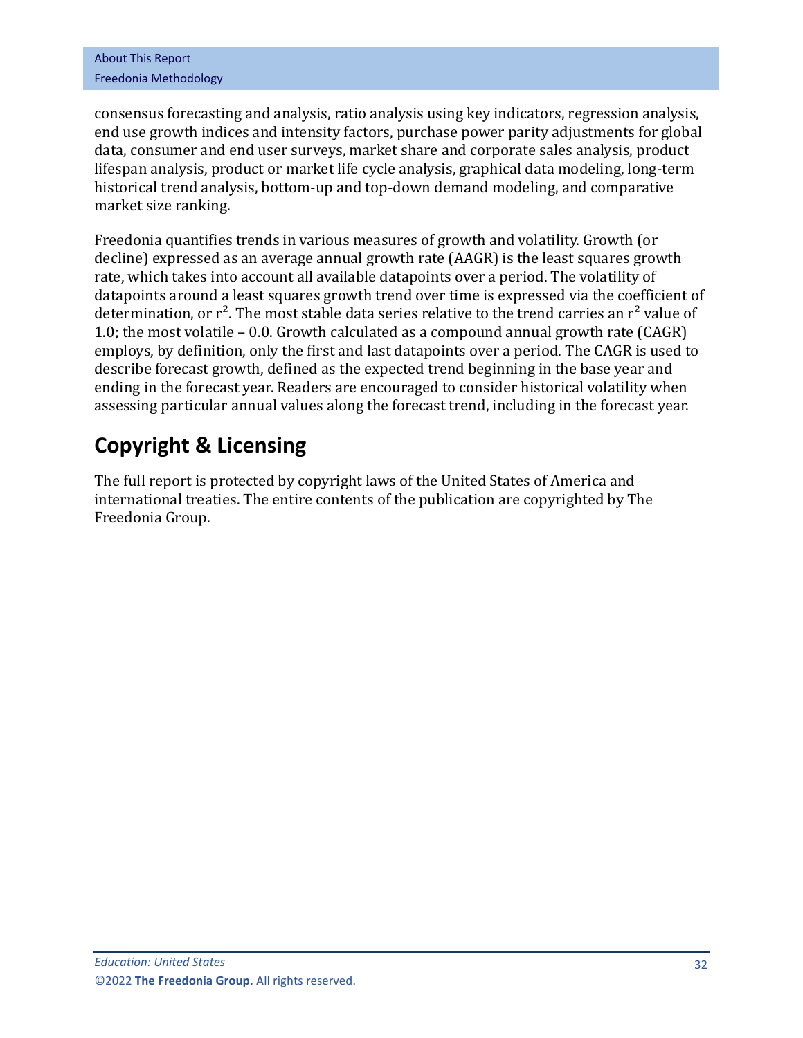consensus forecasting and analysis, ratio analysis using key indicators, regression analysis, end use growth indices and intensity factors, purchase power parity adjustments for global data, consumer and end user surveys, market share and corporate sales analysis, product lifespan analysis, product or market life cycle analysis, graphical data modeling, long-term historical trend analysis, bottom-up and top-down demand modeling, and comparative market size ranking.

Freedonia quantifies trends in various measures of growth and volatility. Growth (or decline) expressed as an average annual growth rate (AAGR) is the least squares growth rate, which takes into account all available datapoints over a period. The volatility of datapoints around a least squares growth trend over time is expressed via the coefficient of determination, or $r^2$. The most stable data series relative to the trend carries an $r^2$ value of 1.0; the most volatile – 0.0. Growth calculated as a compound annual growth rate (CAGR) employs, by definition, only the first and last datapoints over a period. The CAGR is used to describe forecast growth, defined as the expected trend beginning in the base year and ending in the forecast year. Readers are encouraged to consider historical volatility when assessing particular annual values along the forecast trend, including in the forecast year.

## Copyright & Licensing

The full report is protected by copyright laws of the United States of America and international treaties. The entire contents of the publication are copyrighted by The Freedonia Group.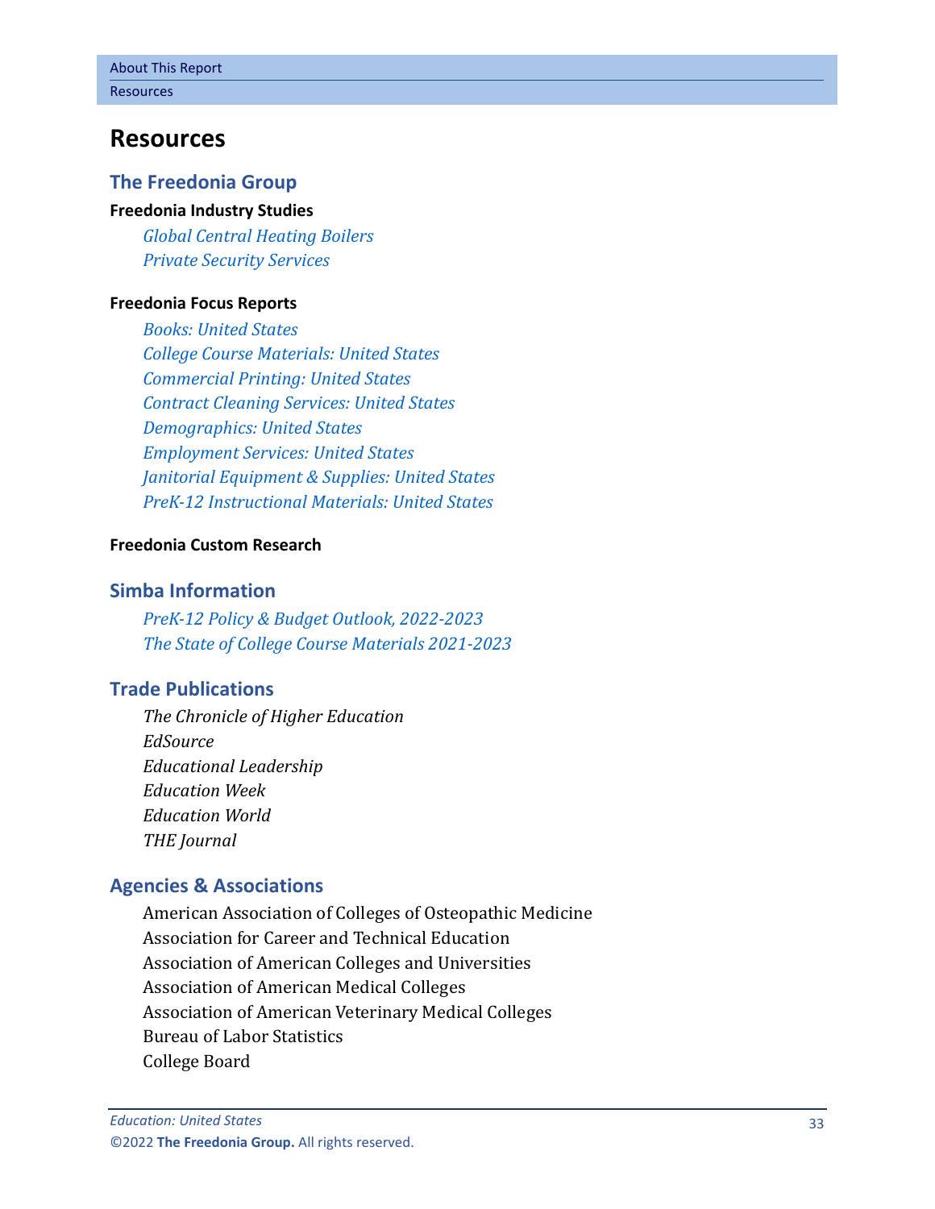# Resources

## The Freedonia Group

### Freedonia Industry Studies

*Global Central Heating Boilers*
*Private Security Services*

### Freedonia Focus Reports

*Books: United States*
*College Course Materials: United States*
*Commercial Printing: United States*
*Contract Cleaning Services: United States*
*Demographics: United States*
*Employment Services: United States*
*Janitorial Equipment & Supplies: United States*
*PreK-12 Instructional Materials: United States*

### Freedonia Custom Research

## Simba Information

*PreK-12 Policy & Budget Outlook, 2022-2023*
*The State of College Course Materials 2021-2023*

## Trade Publications

*The Chronicle of Higher Education*
*EdSource*
*Educational Leadership*
*Education Week*
*Education World*
*THE Journal*

## Agencies & Associations

American Association of Colleges of Osteopathic Medicine
Association for Career and Technical Education
Association of American Colleges and Universities
Association of American Medical Colleges
Association of American Veterinary Medical Colleges
Bureau of Labor Statistics
College Board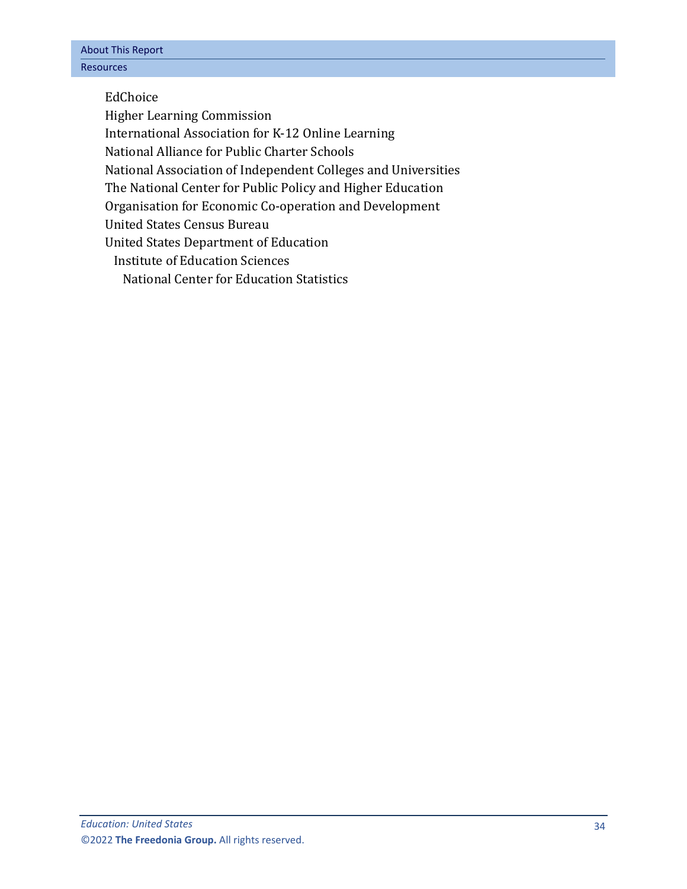EdChoice
Higher Learning Commission
International Association for K-12 Online Learning
National Alliance for Public Charter Schools
National Association of Independent Colleges and Universities
The National Center for Public Policy and Higher Education
Organisation for Economic Co-operation and Development
United States Census Bureau
United States Department of Education
  Institute of Education Sciences
    National Center for Education Statistics